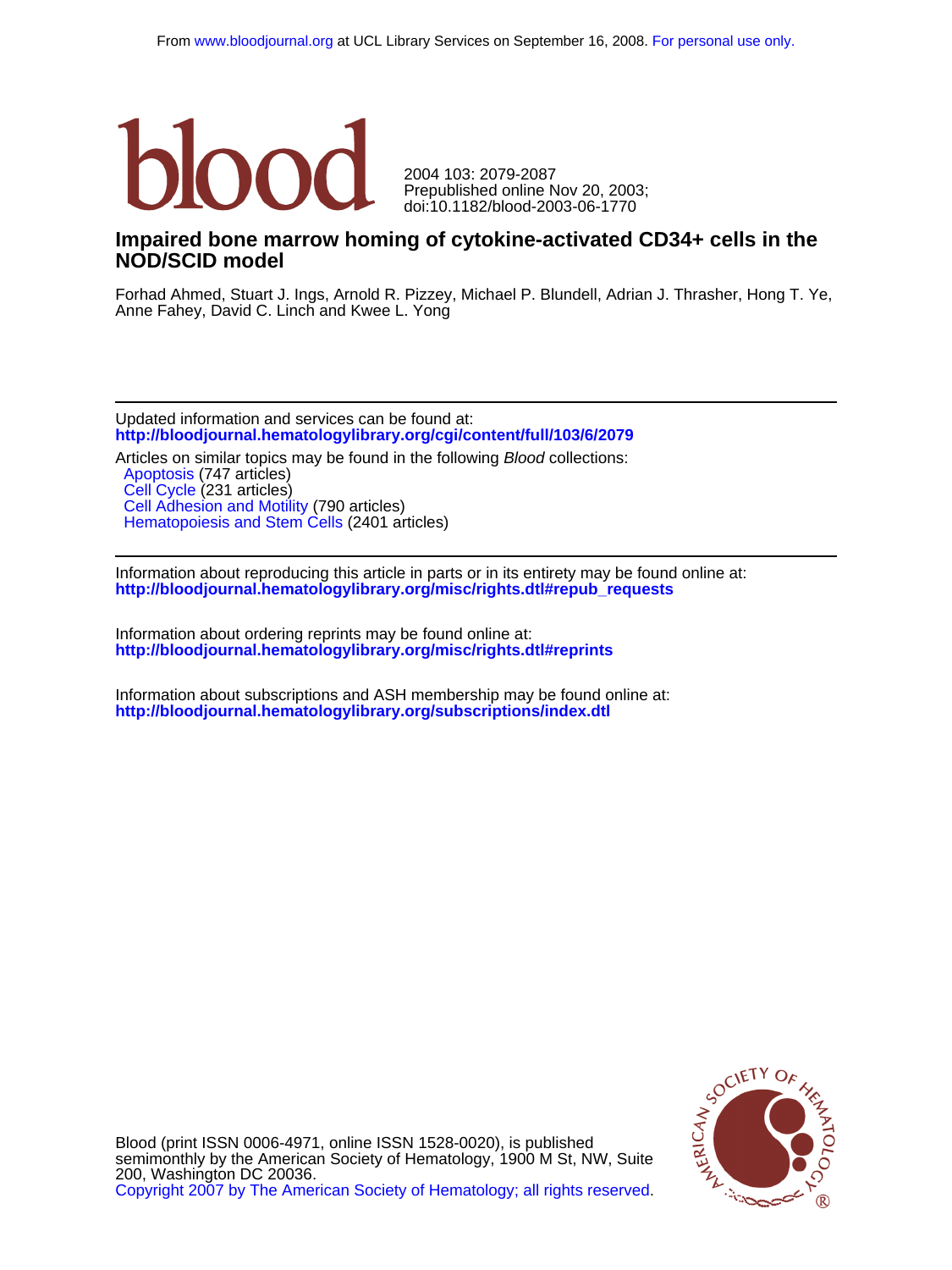From www.bloodjournal.org at UCL Library Services on September 16, 2008. For personal use only.

blood

2004 103: 2079-2087
Prepublished online Nov 20, 2003;
doi:10.1182/blood-2003-06-1770

# Impaired bone marrow homing of cytokine-activated CD34+ cells in the NOD/SCID model

Forhad Ahmed, Stuart J. Ings, Arnold R. Pizzey, Michael P. Blundell, Adrian J. Thrasher, Hong T. Ye, Anne Fahey, David C. Linch and Kwee L. Yong

---

Updated information and services can be found at:
**http://bloodjournal.hematologylibrary.org/cgi/content/full/103/6/2079**

Articles on similar topics may be found in the following *Blood* collections:
- Apoptosis (747 articles)
- Cell Cycle (231 articles)
- Cell Adhesion and Motility (790 articles)
- Hematopoiesis and Stem Cells (2401 articles)

---

Information about reproducing this article in parts or in its entirety may be found online at:
**http://bloodjournal.hematologylibrary.org/misc/rights.dtl#repub_requests**

Information about ordering reprints may be found online at:
**http://bloodjournal.hematologylibrary.org/misc/rights.dtl#reprints**

Information about subscriptions and ASH membership may be found online at:
**http://bloodjournal.hematologylibrary.org/subscriptions/index.dtl**

Blood (print ISSN 0006-4971, online ISSN 1528-0020), is published semimonthly by the American Society of Hematology, 1900 M St, NW, Suite 200, Washington DC 20036.
Copyright 2007 by The American Society of Hematology; all rights reserved.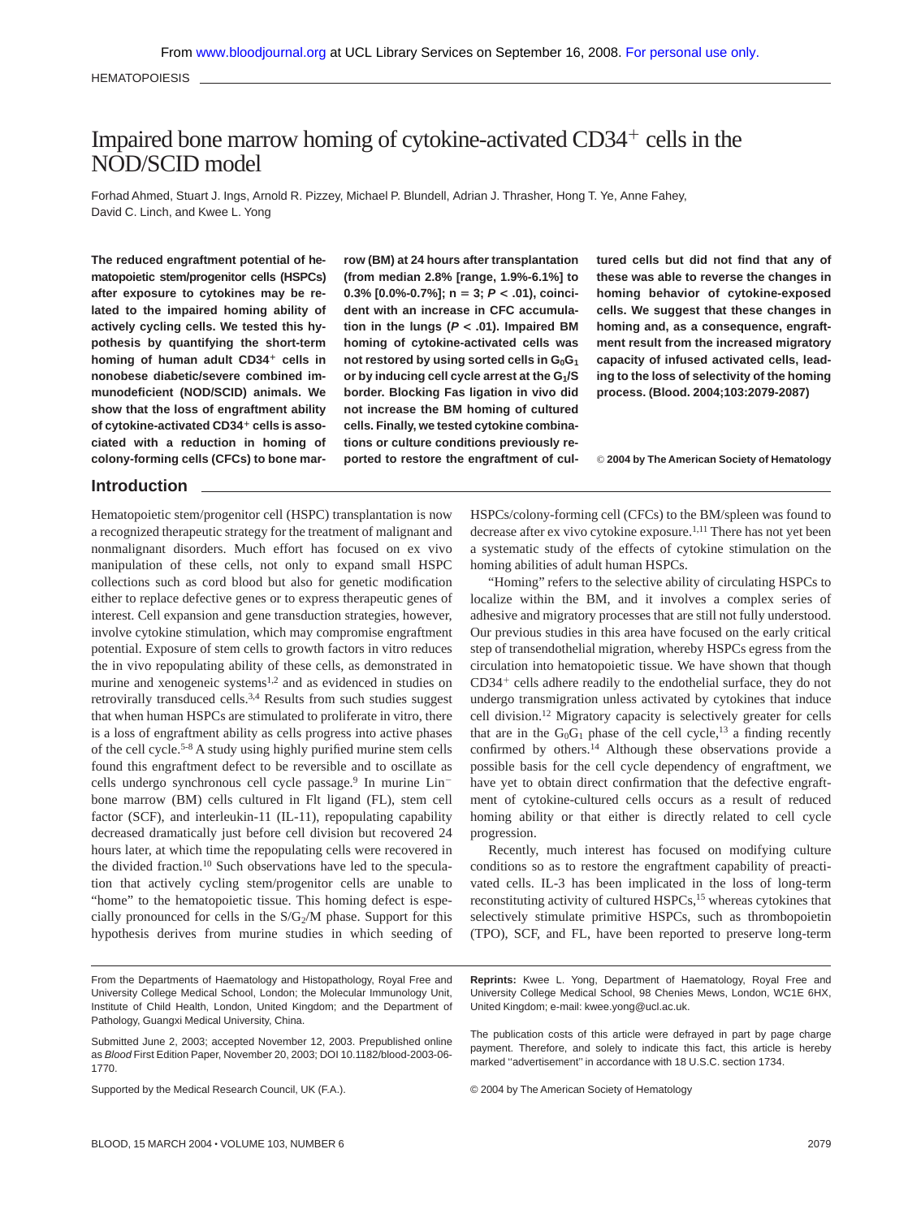# Impaired bone marrow homing of cytokine-activated CD34$^{+}$ cells in the NOD/SCID model

Forhad Ahmed, Stuart J. Ings, Arnold R. Pizzey, Michael P. Blundell, Adrian J. Thrasher, Hong T. Ye, Anne Fahey, David C. Linch, and Kwee L. Yong

**The reduced engraftment potential of hematopoietic stem/progenitor cells (HSPCs) after exposure to cytokines may be related to the impaired homing ability of actively cycling cells. We tested this hypothesis by quantifying the short-term homing of human adult CD34$^{+}$ cells in nonobese diabetic/severe combined immunodeficient (NOD/SCID) animals. We show that the loss of engraftment ability of cytokine-activated CD34$^{+}$ cells is associated with a reduction in homing of colony-forming cells (CFCs) to bone marrow (BM) at 24 hours after transplantation (from median 2.8% [range, 1.9%-6.1%] to 0.3% [0.0%-0.7%]; n = 3; $P < .01$), coincident with an increase in CFC accumulation in the lungs ($P < .01$). Impaired BM homing of cytokine-activated cells was not restored by using sorted cells in $G_0G_1$ or by inducing cell cycle arrest at the $G_1$/S border. Blocking Fas ligation in vivo did not increase the BM homing of cultured cells. Finally, we tested cytokine combinations or culture conditions previously reported to restore the engraftment of cultured cells but did not find that any of these was able to reverse the changes in homing behavior of cytokine-exposed cells. We suggest that these changes in homing and, as a consequence, engraftment result from the increased migratory capacity of infused activated cells, leading to the loss of selectivity of the homing process. (Blood. 2004;103:2079-2087)**

© **2004 by The American Society of Hematology**

## Introduction

Hematopoietic stem/progenitor cell (HSPC) transplantation is now a recognized therapeutic strategy for the treatment of malignant and nonmalignant disorders. Much effort has focused on ex vivo manipulation of these cells, not only to expand small HSPC collections such as cord blood but also for genetic modification either to replace defective genes or to express therapeutic genes of interest. Cell expansion and gene transduction strategies, however, involve cytokine stimulation, which may compromise engraftment potential. Exposure of stem cells to growth factors in vitro reduces the in vivo repopulating ability of these cells, as demonstrated in murine and xenogeneic systems[1,2] and as evidenced in studies on retrovirally transduced cells.[3,4] Results from such studies suggest that when human HSPCs are stimulated to proliferate in vitro, there is a loss of engraftment ability as cells progress into active phases of the cell cycle.[5-8] A study using highly purified murine stem cells found this engraftment defect to be reversible and to oscillate as cells undergo synchronous cell cycle passage.[9] In murine Lin$^{-}$ bone marrow (BM) cells cultured in Flt ligand (FL), stem cell factor (SCF), and interleukin-11 (IL-11), repopulating capability decreased dramatically just before cell division but recovered 24 hours later, at which time the repopulating cells were recovered in the divided fraction.[10] Such observations have led to the speculation that actively cycling stem/progenitor cells are unable to "home" to the hematopoietic tissue. This homing defect is especially pronounced for cells in the S/$G_2$/M phase. Support for this hypothesis derives from murine studies in which seeding of HSPCs/colony-forming cell (CFCs) to the BM/spleen was found to decrease after ex vivo cytokine exposure.[1,11] There has not yet been a systematic study of the effects of cytokine stimulation on the homing abilities of adult human HSPCs.

"Homing" refers to the selective ability of circulating HSPCs to localize within the BM, and it involves a complex series of adhesive and migratory processes that are still not fully understood. Our previous studies in this area have focused on the early critical step of transendothelial migration, whereby HSPCs egress from the circulation into hematopoietic tissue. We have shown that though CD34$^{+}$ cells adhere readily to the endothelial surface, they do not undergo transmigration unless activated by cytokines that induce cell division.[12] Migratory capacity is selectively greater for cells that are in the $G_0G_1$ phase of the cell cycle,[13] a finding recently confirmed by others.[14] Although these observations provide a possible basis for the cell cycle dependency of engraftment, we have yet to obtain direct confirmation that the defective engraftment of cytokine-cultured cells occurs as a result of reduced homing ability or that either is directly related to cell cycle progression.

Recently, much interest has focused on modifying culture conditions so as to restore the engraftment capability of preactivated cells. IL-3 has been implicated in the loss of long-term reconstituting activity of cultured HSPCs,[15] whereas cytokines that selectively stimulate primitive HSPCs, such as thrombopoietin (TPO), SCF, and FL, have been reported to preserve long-term

From the Departments of Haematology and Histopathology, Royal Free and University College Medical School, London; the Molecular Immunology Unit, Institute of Child Health, London, United Kingdom; and the Department of Pathology, Guangxi Medical University, China.

Submitted June 2, 2003; accepted November 12, 2003. Prepublished online as *Blood* First Edition Paper, November 20, 2003; DOI 10.1182/blood-2003-06-1770.

Supported by the Medical Research Council, UK (F.A.).

**Reprints:** Kwee L. Yong, Department of Haematology, Royal Free and University College Medical School, 98 Chenies Mews, London, WC1E 6HX, United Kingdom; e-mail: kwee.yong@ucl.ac.uk.

The publication costs of this article were defrayed in part by page charge payment. Therefore, and solely to indicate this fact, this article is hereby marked "advertisement" in accordance with 18 U.S.C. section 1734.

© 2004 by The American Society of Hematology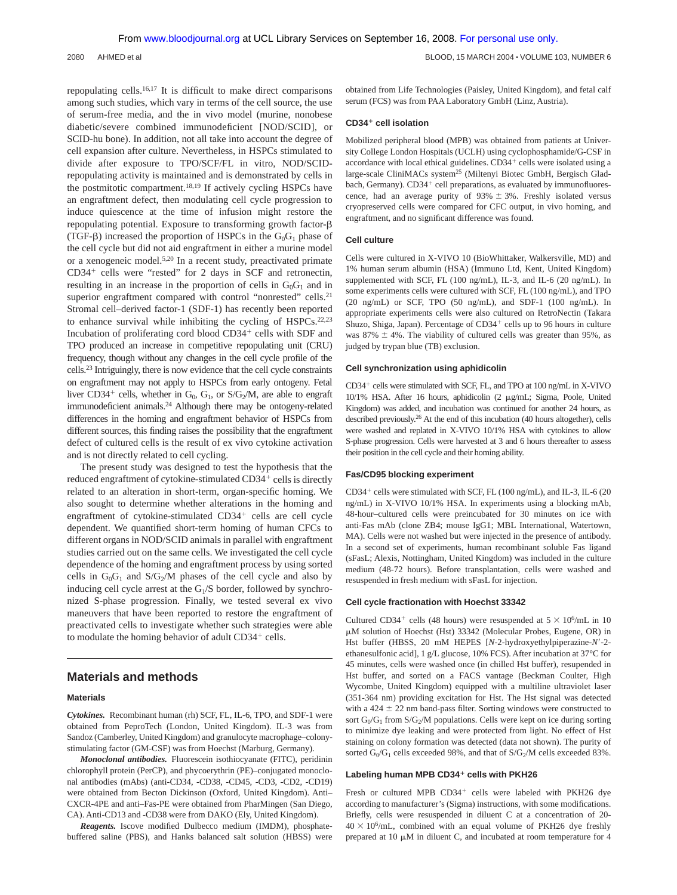repopulating cells.[16,17] It is difficult to make direct comparisons among such studies, which vary in terms of the cell source, the use of serum-free media, and the in vivo model (murine, nonobese diabetic/severe combined immunodeficient [NOD/SCID], or SCID-hu bone). In addition, not all take into account the degree of cell expansion after culture. Nevertheless, in HSPCs stimulated to divide after exposure to TPO/SCF/FL in vitro, NOD/SCID-repopulating activity is maintained and is demonstrated by cells in the postmitotic compartment.[18,19] If actively cycling HSPCs have an engraftment defect, then modulating cell cycle progression to induce quiescence at the time of infusion might restore the repopulating potential. Exposure to transforming growth factor-β (TGF-β) increased the proportion of HSPCs in the $G_0G_1$ phase of the cell cycle but did not aid engraftment in either a murine model or a xenogeneic model.[5,20] In a recent study, preactivated primate $CD34^+$ cells were "rested" for 2 days in SCF and retronectin, resulting in an increase in the proportion of cells in $G_0G_1$ and in superior engraftment compared with control "nonrested" cells.[21] Stromal cell–derived factor-1 (SDF-1) has recently been reported to enhance survival while inhibiting the cycling of HSPCs.[22,23] Incubation of proliferating cord blood $CD34^+$ cells with SDF and TPO produced an increase in competitive repopulating unit (CRU) frequency, though without any changes in the cell cycle profile of the cells.[23] Intriguingly, there is now evidence that the cell cycle constraints on engraftment may not apply to HSPCs from early ontogeny. Fetal liver $CD34^+$ cells, whether in $G_0$, $G_1$, or $S/G_2/M$, are able to engraft immunodeficient animals.[24] Although there may be ontogeny-related differences in the homing and engraftment behavior of HSPCs from different sources, this finding raises the possibility that the engraftment defect of cultured cells is the result of ex vivo cytokine activation and is not directly related to cell cycling.

The present study was designed to test the hypothesis that the reduced engraftment of cytokine-stimulated $CD34^+$ cells is directly related to an alteration in short-term, organ-specific homing. We also sought to determine whether alterations in the homing and engraftment of cytokine-stimulated $CD34^+$ cells are cell cycle dependent. We quantified short-term homing of human CFCs to different organs in NOD/SCID animals in parallel with engraftment studies carried out on the same cells. We investigated the cell cycle dependence of the homing and engraftment process by using sorted cells in $G_0G_1$ and $S/G_2/M$ phases of the cell cycle and also by inducing cell cycle arrest at the $G_1/S$ border, followed by synchronized S-phase progression. Finally, we tested several ex vivo maneuvers that have been reported to restore the engraftment of preactivated cells to investigate whether such strategies were able to modulate the homing behavior of adult $CD34^+$ cells.

## Materials and methods

### Materials

***Cytokines.*** Recombinant human (rh) SCF, FL, IL-6, TPO, and SDF-1 were obtained from PeproTech (London, United Kingdom). IL-3 was from Sandoz (Camberley, United Kingdom) and granulocyte macrophage–colony-stimulating factor (GM-CSF) was from Hoechst (Marburg, Germany).

***Monoclonal antibodies.*** Fluorescein isothiocyanate (FITC), peridinin chlorophyll protein (PerCP), and phycoerythrin (PE)–conjugated monoclonal antibodies (mAbs) (anti-CD34, -CD38, -CD45, -CD3, -CD2, -CD19) were obtained from Becton Dickinson (Oxford, United Kingdom). Anti–CXCR-4PE and anti–Fas-PE were obtained from PharMingen (San Diego, CA). Anti-CD13 and -CD38 were from DAKO (Ely, United Kingdom).

***Reagents.*** Iscove modified Dulbecco medium (IMDM), phosphate-buffered saline (PBS), and Hanks balanced salt solution (HBSS) were obtained from Life Technologies (Paisley, United Kingdom), and fetal calf serum (FCS) was from PAA Laboratory GmbH (Linz, Austria).

### $CD34^+$ cell isolation

Mobilized peripheral blood (MPB) was obtained from patients at University College London Hospitals (UCLH) using cyclophosphamide/G-CSF in accordance with local ethical guidelines. $CD34^+$ cells were isolated using a large-scale CliniMACs system[25] (Miltenyi Biotec GmbH, Bergisch Gladbach, Germany). $CD34^+$ cell preparations, as evaluated by immunofluorescence, had an average purity of 93% ± 3%. Freshly isolated versus cryopreserved cells were compared for CFC output, in vivo homing, and engraftment, and no significant difference was found.

### Cell culture

Cells were cultured in X-VIVO 10 (BioWhittaker, Walkersville, MD) and 1% human serum albumin (HSA) (Immuno Ltd, Kent, United Kingdom) supplemented with SCF, FL (100 ng/mL), IL-3, and IL-6 (20 ng/mL). In some experiments cells were cultured with SCF, FL (100 ng/mL), and TPO (20 ng/mL) or SCF, TPO (50 ng/mL), and SDF-1 (100 ng/mL). In appropriate experiments cells were also cultured on RetroNectin (Takara Shuzo, Shiga, Japan). Percentage of $CD34^+$ cells up to 96 hours in culture was 87% ± 4%. The viability of cultured cells was greater than 95%, as judged by trypan blue (TB) exclusion.

### Cell synchronization using aphidicolin

$CD34^+$ cells were stimulated with SCF, FL, and TPO at 100 ng/mL in X-VIVO 10/1% HSA. After 16 hours, aphidicolin (2 μg/mL; Sigma, Poole, United Kingdom) was added, and incubation was continued for another 24 hours, as described previously.[26] At the end of this incubation (40 hours altogether), cells were washed and replated in X-VIVO 10/1% HSA with cytokines to allow S-phase progression. Cells were harvested at 3 and 6 hours thereafter to assess their position in the cell cycle and their homing ability.

### Fas/CD95 blocking experiment

$CD34^+$ cells were stimulated with SCF, FL (100 ng/mL), and IL-3, IL-6 (20 ng/mL) in X-VIVO 10/1% HSA. In experiments using a blocking mAb, 48-hour–cultured cells were preincubated for 30 minutes on ice with anti-Fas mAb (clone ZB4; mouse IgG1; MBL International, Watertown, MA). Cells were not washed but were injected in the presence of antibody. In a second set of experiments, human recombinant soluble Fas ligand (sFasL; Alexis, Nottingham, United Kingdom) was included in the culture medium (48-72 hours). Before transplantation, cells were washed and resuspended in fresh medium with sFasL for injection.

### Cell cycle fractionation with Hoechst 33342

Cultured $CD34^+$ cells (48 hours) were resuspended at $5 \times 10^6$/mL in 10 μM solution of Hoechst (Hst) 33342 (Molecular Probes, Eugene, OR) in Hst buffer (HBSS, 20 mM HEPES [*N*-2-hydroxyethylpiperazine-*N′*-2-ethanesulfonic acid], 1 g/L glucose, 10% FCS). After incubation at 37°C for 45 minutes, cells were washed once (in chilled Hst buffer), resuspended in Hst buffer, and sorted on a FACS vantage (Beckman Coulter, High Wycombe, United Kingdom) equipped with a multiline ultraviolet laser (351-364 nm) providing excitation for Hst. The Hst signal was detected with a 424 ± 22 nm band-pass filter. Sorting windows were constructed to sort $G_0/G_1$ from $S/G_2/M$ populations. Cells were kept on ice during sorting to minimize dye leaking and were protected from light. No effect of Hst staining on colony formation was detected (data not shown). The purity of sorted $G_0/G_1$ cells exceeded 98%, and that of $S/G_2/M$ cells exceeded 83%.

### Labeling human MPB $CD34^+$ cells with PKH26

Fresh or cultured MPB $CD34^+$ cells were labeled with PKH26 dye according to manufacturer's (Sigma) instructions, with some modifications. Briefly, cells were resuspended in diluent C at a concentration of 20-$40 \times 10^6$/mL, combined with an equal volume of PKH26 dye freshly prepared at 10 μM in diluent C, and incubated at room temperature for 4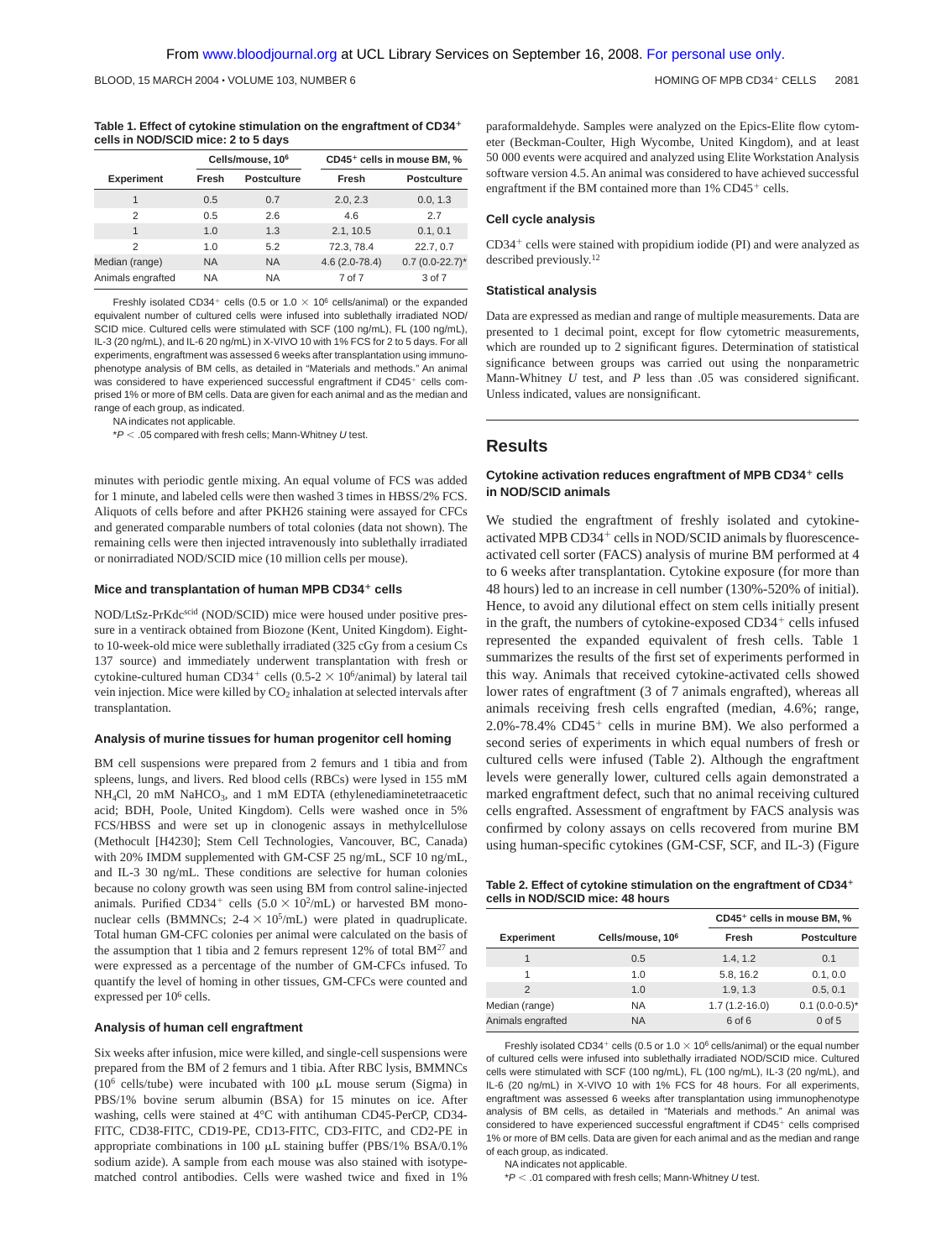**Table 1. Effect of cytokine stimulation on the engraftment of CD34+ cells in NOD/SCID mice: 2 to 5 days**

| | Cells/mouse, $10^6$ | | $CD45^+$ cells in mouse BM, % | |
|---|---|---|---|---|
| Experiment | Fresh | Postculture | Fresh | Postculture |
| 1 | 0.5 | 0.7 | 2.0, 2.3 | 0.0, 1.3 |
| 2 | 0.5 | 2.6 | 4.6 | 2.7 |
| 1 | 1.0 | 1.3 | 2.1, 10.5 | 0.1, 0.1 |
| 2 | 1.0 | 5.2 | 72.3, 78.4 | 22.7, 0.7 |
| Median (range) | NA | NA | 4.6 (2.0-78.4) | 0.7 (0.0-22.7)* |
| Animals engrafted | NA | NA | 7 of 7 | 3 of 7 |

Freshly isolated $CD34^+$ cells (0.5 or 1.0 $\times$ $10^6$ cells/animal) or the expanded equivalent number of cultured cells were infused into sublethally irradiated NOD/SCID mice. Cultured cells were stimulated with SCF (100 ng/mL), FL (100 ng/mL), IL-3 (20 ng/mL), and IL-6 20 ng/mL) in X-VIVO 10 with 1% FCS for 2 to 5 days. For all experiments, engraftment was assessed 6 weeks after transplantation using immunophenotype analysis of BM cells, as detailed in "Materials and methods." An animal was considered to have experienced successful engraftment if $CD45^+$ cells comprised 1% or more of BM cells. Data are given for each animal and as the median and range of each group, as indicated.

NA indicates not applicable.

*$P < .05$ compared with fresh cells; Mann-Whitney *U* test.

minutes with periodic gentle mixing. An equal volume of FCS was added for 1 minute, and labeled cells were then washed 3 times in HBSS/2% FCS. Aliquots of cells before and after PKH26 staining were assayed for CFCs and generated comparable numbers of total colonies (data not shown). The remaining cells were then injected intravenously into sublethally irradiated or nonirradiated NOD/SCID mice (10 million cells per mouse).

### Mice and transplantation of human MPB CD34+ cells

NOD/LtSz-PrKdc$^{scid}$ (NOD/SCID) mice were housed under positive pressure in a ventirack obtained from Biozone (Kent, United Kingdom). Eight- to 10-week-old mice were sublethally irradiated (325 cGy from a cesium Cs 137 source) and immediately underwent transplantation with fresh or cytokine-cultured human $CD34^+$ cells (0.5-2 $\times$ $10^6$/animal) by lateral tail vein injection. Mice were killed by $CO_2$ inhalation at selected intervals after transplantation.

### Analysis of murine tissues for human progenitor cell homing

BM cell suspensions were prepared from 2 femurs and 1 tibia and from spleens, lungs, and livers. Red blood cells (RBCs) were lysed in 155 mM $NH_4Cl$, 20 mM $NaHCO_3$, and 1 mM EDTA (ethylenediaminetetraacetic acid; BDH, Poole, United Kingdom). Cells were washed once in 5% FCS/HBSS and were set up in clonogenic assays in methylcellulose (Methocult [H4230]; Stem Cell Technologies, Vancouver, BC, Canada) with 20% IMDM supplemented with GM-CSF 25 ng/mL, SCF 10 ng/mL, and IL-3 30 ng/mL. These conditions are selective for human colonies because no colony growth was seen using BM from control saline-injected animals. Purified $CD34^+$ cells (5.0 $\times$ $10^2$/mL) or harvested BM mononuclear cells (BMMNCs; 2-4 $\times$ $10^5$/mL) were plated in quadruplicate. Total human GM-CFC colonies per animal were calculated on the basis of the assumption that 1 tibia and 2 femurs represent 12% of total BM[27] and were expressed as a percentage of the number of GM-CFCs infused. To quantify the level of homing in other tissues, GM-CFCs were counted and expressed per $10^6$ cells.

### Analysis of human cell engraftment

Six weeks after infusion, mice were killed, and single-cell suspensions were prepared from the BM of 2 femurs and 1 tibia. After RBC lysis, BMMNCs ($10^6$ cells/tube) were incubated with 100 μL mouse serum (Sigma) in PBS/1% bovine serum albumin (BSA) for 15 minutes on ice. After washing, cells were stained at 4°C with antihuman CD45-PerCP, CD34-FITC, CD38-FITC, CD19-PE, CD13-FITC, CD3-FITC, and CD2-PE in appropriate combinations in 100 μL staining buffer (PBS/1% BSA/0.1% sodium azide). A sample from each mouse was also stained with isotype-matched control antibodies. Cells were washed twice and fixed in 1% paraformaldehyde. Samples were analyzed on the Epics-Elite flow cytometer (Beckman-Coulter, High Wycombe, United Kingdom), and at least 50 000 events were acquired and analyzed using Elite Workstation Analysis software version 4.5. An animal was considered to have achieved successful engraftment if the BM contained more than 1% $CD45^+$ cells.

### Cell cycle analysis

$CD34^+$ cells were stained with propidium iodide (PI) and were analyzed as described previously.[12]

### Statistical analysis

Data are expressed as median and range of multiple measurements. Data are presented to 1 decimal point, except for flow cytometric measurements, which are rounded up to 2 significant figures. Determination of statistical significance between groups was carried out using the nonparametric Mann-Whitney *U* test, and *P* less than .05 was considered significant. Unless indicated, values are nonsignificant.

## Results

### Cytokine activation reduces engraftment of MPB CD34+ cells in NOD/SCID animals

We studied the engraftment of freshly isolated and cytokine-activated MPB $CD34^+$ cells in NOD/SCID animals by fluorescence-activated cell sorter (FACS) analysis of murine BM performed at 4 to 6 weeks after transplantation. Cytokine exposure (for more than 48 hours) led to an increase in cell number (130%-520% of initial). Hence, to avoid any dilutional effect on stem cells initially present in the graft, the numbers of cytokine-exposed $CD34^+$ cells infused represented the expanded equivalent of fresh cells. Table 1 summarizes the results of the first set of experiments performed in this way. Animals that received cytokine-activated cells showed lower rates of engraftment (3 of 7 animals engrafted), whereas all animals receiving fresh cells engrafted (median, 4.6%; range, 2.0%-78.4% $CD45^+$ cells in murine BM). We also performed a second series of experiments in which equal numbers of fresh or cultured cells were infused (Table 2). Although the engraftment levels were generally lower, cultured cells again demonstrated a marked engraftment defect, such that no animal receiving cultured cells engrafted. Assessment of engraftment by FACS analysis was confirmed by colony assays on cells recovered from murine BM using human-specific cytokines (GM-CSF, SCF, and IL-3) (Figure

**Table 2. Effect of cytokine stimulation on the engraftment of CD34+ cells in NOD/SCID mice: 48 hours**

| | | $CD45^+$ cells in mouse BM, % | |
|---|---|---|---|
| Experiment | Cells/mouse, $10^6$ | Fresh | Postculture |
| 1 | 0.5 | 1.4, 1.2 | 0.1 |
| 1 | 1.0 | 5.8, 16.2 | 0.1, 0.0 |
| 2 | 1.0 | 1.9, 1.3 | 0.5, 0.1 |
| Median (range) | NA | 1.7 (1.2-16.0) | 0.1 (0.0-0.5)* |
| Animals engrafted | NA | 6 of 6 | 0 of 5 |

Freshly isolated $CD34^+$ cells (0.5 or 1.0 $\times$ $10^6$ cells/animal) or the equal number of cultured cells were infused into sublethally irradiated NOD/SCID mice. Cultured cells were stimulated with SCF (100 ng/mL), FL (100 ng/mL), IL-3 (20 ng/mL), and IL-6 (20 ng/mL) in X-VIVO 10 with 1% FCS for 48 hours. For all experiments, engraftment was assessed 6 weeks after transplantation using immunophenotype analysis of BM cells, as detailed in "Materials and methods." An animal was considered to have experienced successful engraftment if $CD45^+$ cells comprised 1% or more of BM cells. Data are given for each animal and as the median and range of each group, as indicated.

NA indicates not applicable.

*$P < .01$ compared with fresh cells; Mann-Whitney *U* test.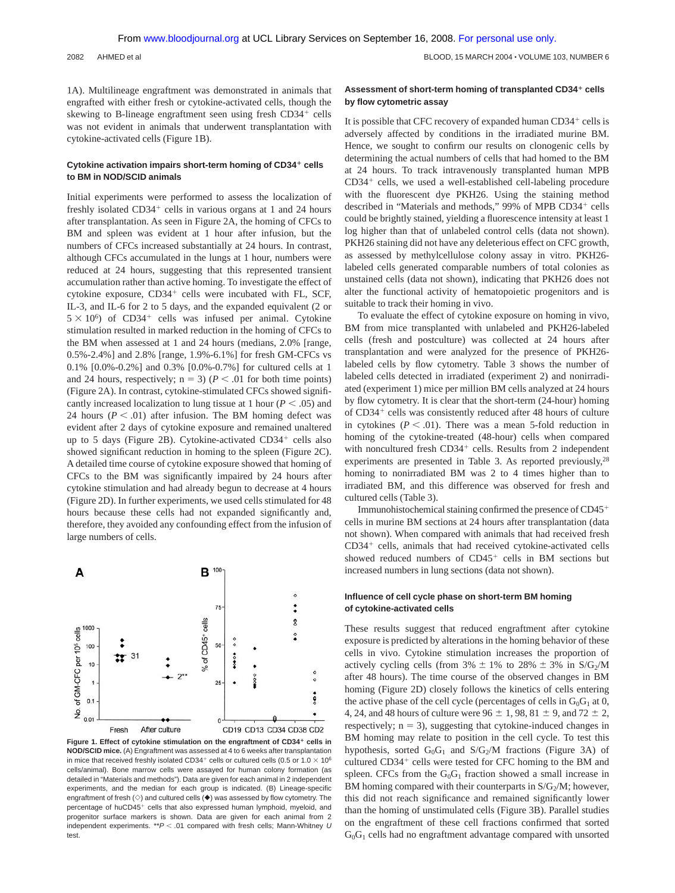1A). Multilineage engraftment was demonstrated in animals that engrafted with either fresh or cytokine-activated cells, though the skewing to B-lineage engraftment seen using fresh $CD34^+$ cells was not evident in animals that underwent transplantation with cytokine-activated cells (Figure 1B).

### Cytokine activation impairs short-term homing of $CD34^+$ cells to BM in NOD/SCID animals

Initial experiments were performed to assess the localization of freshly isolated $CD34^+$ cells in various organs at 1 and 24 hours after transplantation. As seen in Figure 2A, the homing of CFCs to BM and spleen was evident at 1 hour after infusion, but the numbers of CFCs increased substantially at 24 hours. In contrast, although CFCs accumulated in the lungs at 1 hour, numbers were reduced at 24 hours, suggesting that this represented transient accumulation rather than active homing. To investigate the effect of cytokine exposure, $CD34^+$ cells were incubated with FL, SCF, IL-3, and IL-6 for 2 to 5 days, and the expanded equivalent (2 or $5 \times 10^6$) of $CD34^+$ cells was infused per animal. Cytokine stimulation resulted in marked reduction in the homing of CFCs to the BM when assessed at 1 and 24 hours (medians, 2.0% [range, 0.5%-2.4%] and 2.8% [range, 1.9%-6.1%] for fresh GM-CFCs vs 0.1% [0.0%-0.2%] and 0.3% [0.0%-0.7%] for cultured cells at 1 and 24 hours, respectively; n = 3) ($P < .01$ for both time points) (Figure 2A). In contrast, cytokine-stimulated CFCs showed significantly increased localization to lung tissue at 1 hour ($P < .05$) and 24 hours ($P < .01$) after infusion. The BM homing defect was evident after 2 days of cytokine exposure and remained unaltered up to 5 days (Figure 2B). Cytokine-activated $CD34^+$ cells also showed significant reduction in homing to the spleen (Figure 2C). A detailed time course of cytokine exposure showed that homing of CFCs to the BM was significantly impaired by 24 hours after cytokine stimulation and had already begun to decrease at 4 hours (Figure 2D). In further experiments, we used cells stimulated for 48 hours because these cells had not expanded significantly and, therefore, they avoided any confounding effect from the infusion of large numbers of cells.

**Figure 1. Effect of cytokine stimulation on the engraftment of $CD34^+$ cells in NOD/SCID mice.** (A) Engraftment was assessed at 4 to 6 weeks after transplantation in mice that received freshly isolated $CD34^+$ cells or cultured cells (0.5 or $1.0 \times 10^6$ cells/animal). Bone marrow cells were assayed for human colony formation (as detailed in "Materials and methods"). Data are given for each animal in 2 independent experiments, and the median for each group is indicated. (B) Lineage-specific engraftment of fresh (◇) and cultured cells (◆) was assessed by flow cytometry. The percentage of $huCD45^+$ cells that also expressed human lymphoid, myeloid, and progenitor surface markers is shown. Data are given for each animal from 2 independent experiments. $^{**}P < .01$ compared with fresh cells; Mann-Whitney *U* test.

### Assessment of short-term homing of transplanted $CD34^+$ cells by flow cytometric assay

It is possible that CFC recovery of expanded human $CD34^+$ cells is adversely affected by conditions in the irradiated murine BM. Hence, we sought to confirm our results on clonogenic cells by determining the actual numbers of cells that had homed to the BM at 24 hours. To track intravenously transplanted human MPB $CD34^+$ cells, we used a well-established cell-labeling procedure with the fluorescent dye PKH26. Using the staining method described in "Materials and methods," 99% of MPB $CD34^+$ cells could be brightly stained, yielding a fluorescence intensity at least 1 log higher than that of unlabeled control cells (data not shown). PKH26 staining did not have any deleterious effect on CFC growth, as assessed by methylcellulose colony assay in vitro. PKH26-labeled cells generated comparable numbers of total colonies as unstained cells (data not shown), indicating that PKH26 does not alter the functional activity of hematopoietic progenitors and is suitable to track their homing in vivo.

To evaluate the effect of cytokine exposure on homing in vivo, BM from mice transplanted with unlabeled and PKH26-labeled cells (fresh and postculture) was collected at 24 hours after transplantation and were analyzed for the presence of PKH26-labeled cells by flow cytometry. Table 3 shows the number of labeled cells detected in irradiated (experiment 2) and nonirradiated (experiment 1) mice per million BM cells analyzed at 24 hours by flow cytometry. It is clear that the short-term (24-hour) homing of $CD34^+$ cells was consistently reduced after 48 hours of culture in cytokines ($P < .01$). There was a mean 5-fold reduction in homing of the cytokine-treated (48-hour) cells when compared with noncultured fresh $CD34^+$ cells. Results from 2 independent experiments are presented in Table 3. As reported previously,[28] homing to nonirradiated BM was 2 to 4 times higher than to irradiated BM, and this difference was observed for fresh and cultured cells (Table 3).

Immunohistochemical staining confirmed the presence of $CD45^+$ cells in murine BM sections at 24 hours after transplantation (data not shown). When compared with animals that had received fresh $CD34^+$ cells, animals that had received cytokine-activated cells showed reduced numbers of $CD45^+$ cells in BM sections but increased numbers in lung sections (data not shown).

### Influence of cell cycle phase on short-term BM homing of cytokine-activated cells

These results suggest that reduced engraftment after cytokine exposure is predicted by alterations in the homing behavior of these cells in vivo. Cytokine stimulation increases the proportion of actively cycling cells (from 3% ± 1% to 28% ± 3% in $S/G_2/M$ after 48 hours). The time course of the observed changes in BM homing (Figure 2D) closely follows the kinetics of cells entering the active phase of the cell cycle (percentages of cells in $G_0G_1$ at 0, 4, 24, and 48 hours of culture were 96 ± 1, 98, 81 ± 9, and 72 ± 2, respectively; n = 3), suggesting that cytokine-induced changes in BM homing may relate to position in the cell cycle. To test this hypothesis, sorted $G_0G_1$ and $S/G_2/M$ fractions (Figure 3A) of cultured $CD34^+$ cells were tested for CFC homing to the BM and spleen. CFCs from the $G_0G_1$ fraction showed a small increase in BM homing compared with their counterparts in $S/G_2/M$; however, this did not reach significance and remained significantly lower than the homing of unstimulated cells (Figure 3B). Parallel studies on the engraftment of these cell fractions confirmed that sorted $G_0G_1$ cells had no engraftment advantage compared with unsorted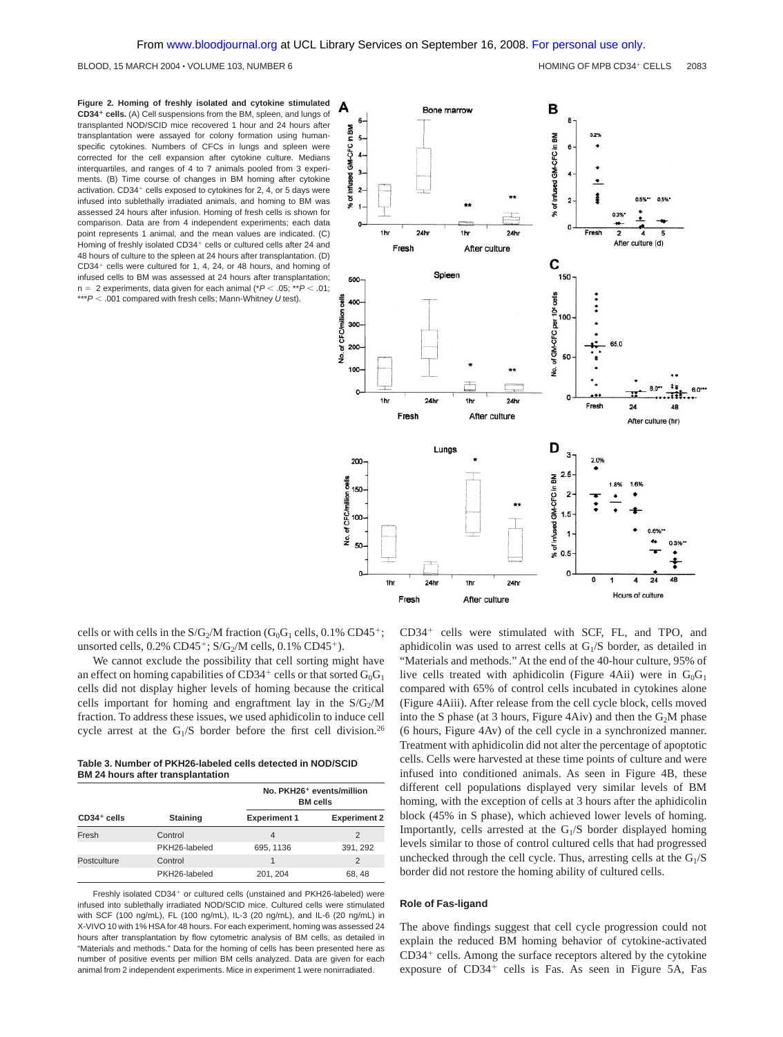**Figure 2. Homing of freshly isolated and cytokine stimulated CD34+ cells.** (A) Cell suspensions from the BM, spleen, and lungs of transplanted NOD/SCID mice recovered 1 hour and 24 hours after transplantation were assayed for colony formation using human-specific cytokines. Numbers of CFCs in lungs and spleen were corrected for the cell expansion after cytokine culture. Medians interquartiles, and ranges of 4 to 7 animals pooled from 3 experiments. (B) Time course of changes in BM homing after cytokine activation. CD34+ cells exposed to cytokines for 2, 4, or 5 days were infused into sublethally irradiated animals, and homing to BM was assessed 24 hours after infusion. Homing of fresh cells is shown for comparison. Data are from 4 independent experiments; each data point represents 1 animal, and the mean values are indicated. (C) Homing of freshly isolated CD34+ cells or cultured cells after 24 and 48 hours of culture to the spleen at 24 hours after transplantation. (D) CD34+ cells were cultured for 1, 4, 24, or 48 hours, and homing of infused cells to BM was assessed at 24 hours after transplantation; n = 2 experiments, data given for each animal (*$P < .05$; **$P < .01$; ***$P < .001$ compared with fresh cells; Mann-Whitney *U* test).

cells or with cells in the $S/G_2/M$ fraction ($G_0G_1$ cells, 0.1% $CD45^+$; unsorted cells, 0.2% $CD45^+$; $S/G_2/M$ cells, 0.1% $CD45^+$).

We cannot exclude the possibility that cell sorting might have an effect on homing capabilities of CD34+ cells or that sorted $G_0G_1$ cells did not display higher levels of homing because the critical cells important for homing and engraftment lay in the $S/G_2/M$ fraction. To address these issues, we used aphidicolin to induce cell cycle arrest at the $G_1/S$ border before the first cell division.[26]

**Table 3. Number of PKH26-labeled cells detected in NOD/SCID BM 24 hours after transplantation**

| | | No. PKH26+ events/million BM cells | |
|---|---|---|---|
| CD34+ cells | Staining | Experiment 1 | Experiment 2 |
| Fresh | Control | 4 | 2 |
| | PKH26-labeled | 695, 1136 | 391, 292 |
| Postculture | Control | 1 | 2 |
| | PKH26-labeled | 201, 204 | 68, 48 |

Freshly isolated CD34+ or cultured cells (unstained and PKH26-labeled) were infused into sublethally irradiated NOD/SCID mice. Cultured cells were stimulated with SCF (100 ng/mL), FL (100 ng/mL), IL-3 (20 ng/mL), and IL-6 (20 ng/mL) in X-VIVO 10 with 1% HSA for 48 hours. For each experiment, homing was assessed 24 hours after transplantation by flow cytometric analysis of BM cells, as detailed in "Materials and methods." Data for the homing of cells has been presented here as number of positive events per million BM cells analyzed. Data are given for each animal from 2 independent experiments. Mice in experiment 1 were nonirradiated.

CD34+ cells were stimulated with SCF, FL, and TPO, and aphidicolin was used to arrest cells at $G_1/S$ border, as detailed in "Materials and methods." At the end of the 40-hour culture, 95% of live cells treated with aphidicolin (Figure 4Aii) were in $G_0G_1$ compared with 65% of control cells incubated in cytokines alone (Figure 4Aiii). After release from the cell cycle block, cells moved into the S phase (at 3 hours, Figure 4Aiv) and then the $G_2M$ phase (6 hours, Figure 4Av) of the cell cycle in a synchronized manner. Treatment with aphidicolin did not alter the percentage of apoptotic cells. Cells were harvested at these time points of culture and were infused into conditioned animals. As seen in Figure 4B, these different cell populations displayed very similar levels of BM homing, with the exception of cells at 3 hours after the aphidicolin block (45% in S phase), which achieved lower levels of homing. Importantly, cells arrested at the $G_1/S$ border displayed homing levels similar to those of control cultured cells that had progressed unchecked through the cell cycle. Thus, arresting cells at the $G_1/S$ border did not restore the homing ability of cultured cells.

## Role of Fas-ligand

The above findings suggest that cell cycle progression could not explain the reduced BM homing behavior of cytokine-activated CD34+ cells. Among the surface receptors altered by the cytokine exposure of CD34+ cells is Fas. As seen in Figure 5A, Fas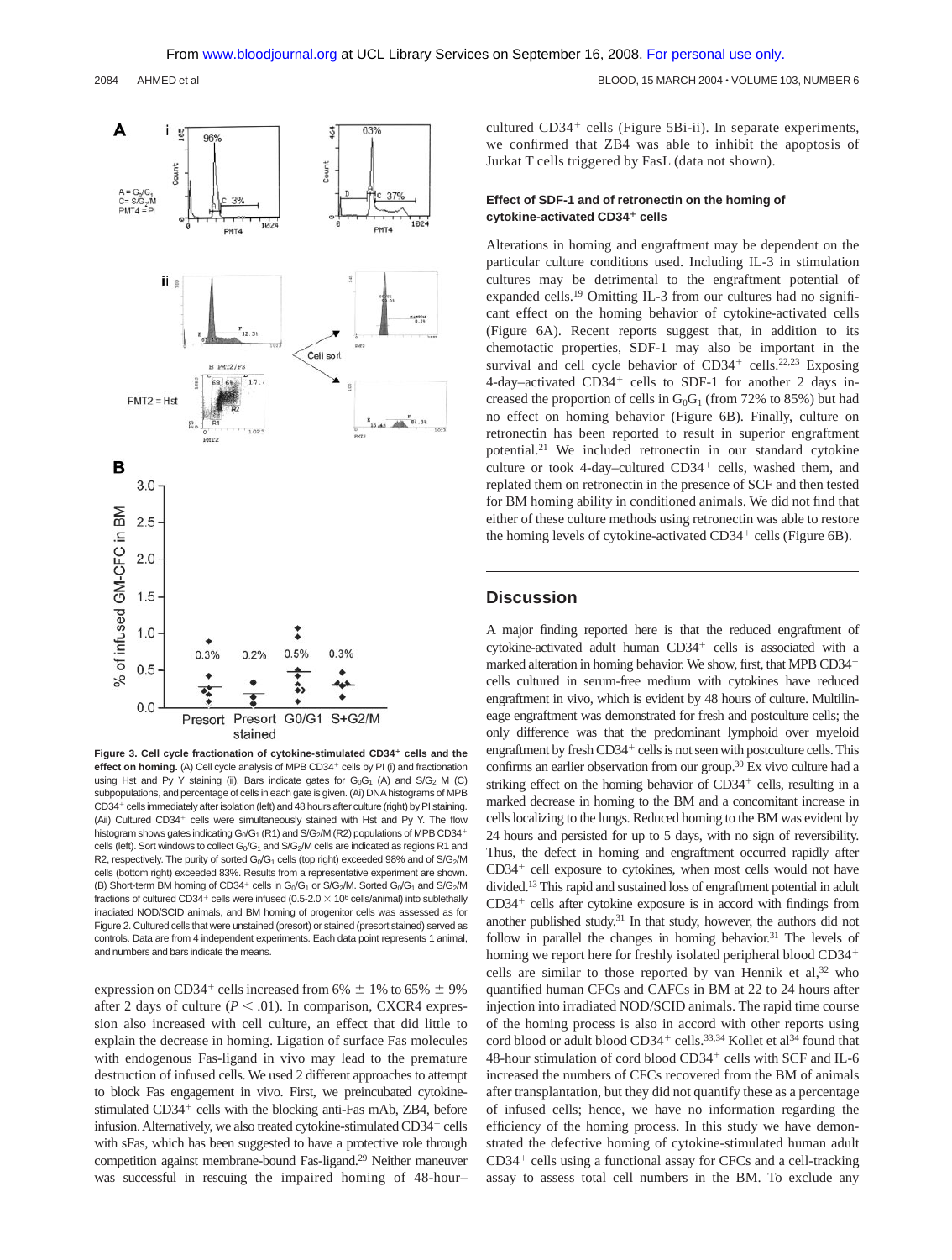**Figure 3. Cell cycle fractionation of cytokine-stimulated CD34+ cells and the effect on homing.** (A) Cell cycle analysis of MPB CD34+ cells by PI (i) and fractionation using Hst and Py Y staining (ii). Bars indicate gates for $G_0G_1$ (A) and S/$G_2$ M (C) subpopulations, and percentage of cells in each gate is given. (Ai) DNA histograms of MPB CD34+ cells immediately after isolation (left) and 48 hours after culture (right) by PI staining. (Aii) Cultured CD34+ cells were simultaneously stained with Hst and Py Y. The flow histogram shows gates indicating $G_0$/$G_1$ (R1) and S/$G_2$/M (R2) populations of MPB CD34+ cells (left). Sort windows to collect $G_0$/$G_1$ and S/$G_2$/M cells are indicated as regions R1 and R2, respectively. The purity of sorted $G_0$/$G_1$ cells (top right) exceeded 98% and of S/$G_2$/M cells (bottom right) exceeded 83%. Results from a representative experiment are shown. (B) Short-term BM homing of CD34+ cells in $G_0$/$G_1$ or S/$G_2$/M. Sorted $G_0$/$G_1$ and S/$G_2$/M fractions of cultured CD34+ cells were infused (0.5-2.0 × $10^6$ cells/animal) into sublethally irradiated NOD/SCID animals, and BM homing of progenitor cells was assessed as for Figure 2. Cultured cells that were unstained (presort) or stained (presort stained) served as controls. Data are from 4 independent experiments. Each data point represents 1 animal, and numbers and bars indicate the means.

expression on CD34+ cells increased from 6% ± 1% to 65% ± 9% after 2 days of culture ($P < .01$). In comparison, CXCR4 expression also increased with cell culture, an effect that did little to explain the decrease in homing. Ligation of surface Fas molecules with endogenous Fas-ligand in vivo may lead to the premature destruction of infused cells. We used 2 different approaches to attempt to block Fas engagement in vivo. First, we preincubated cytokine-stimulated CD34+ cells with the blocking anti-Fas mAb, ZB4, before infusion. Alternatively, we also treated cytokine-stimulated CD34+ cells with sFas, which has been suggested to have a protective role through competition against membrane-bound Fas-ligand.[29] Neither maneuver was successful in rescuing the impaired homing of 48-hour–cultured CD34+ cells (Figure 5Bi-ii). In separate experiments, we confirmed that ZB4 was able to inhibit the apoptosis of Jurkat T cells triggered by FasL (data not shown).

#### Effect of SDF-1 and of retronectin on the homing of cytokine-activated CD34+ cells

Alterations in homing and engraftment may be dependent on the particular culture conditions used. Including IL-3 in stimulation cultures may be detrimental to the engraftment potential of expanded cells.[19] Omitting IL-3 from our cultures had no significant effect on the homing behavior of cytokine-activated cells (Figure 6A). Recent reports suggest that, in addition to its chemotactic properties, SDF-1 may also be important in the survival and cell cycle behavior of CD34+ cells.[22,23] Exposing 4-day–activated CD34+ cells to SDF-1 for another 2 days increased the proportion of cells in $G_0G_1$ (from 72% to 85%) but had no effect on homing behavior (Figure 6B). Finally, culture on retronectin has been reported to result in superior engraftment potential.[21] We included retronectin in our standard cytokine culture or took 4-day–cultured CD34+ cells, washed them, and replated them on retronectin in the presence of SCF and then tested for BM homing ability in conditioned animals. We did not find that either of these culture methods using retronectin was able to restore the homing levels of cytokine-activated CD34+ cells (Figure 6B).

## Discussion

A major finding reported here is that the reduced engraftment of cytokine-activated adult human CD34+ cells is associated with a marked alteration in homing behavior. We show, first, that MPB CD34+ cells cultured in serum-free medium with cytokines have reduced engraftment in vivo, which is evident by 48 hours of culture. Multilineage engraftment was demonstrated for fresh and postculture cells; the only difference was that the predominant lymphoid over myeloid engraftment by fresh CD34+ cells is not seen with postculture cells. This confirms an earlier observation from our group.[30] Ex vivo culture had a striking effect on the homing behavior of CD34+ cells, resulting in a marked decrease in homing to the BM and a concomitant increase in cells localizing to the lungs. Reduced homing to the BM was evident by 24 hours and persisted for up to 5 days, with no sign of reversibility. Thus, the defect in homing and engraftment occurred rapidly after CD34+ cell exposure to cytokines, when most cells would not have divided.[13] This rapid and sustained loss of engraftment potential in adult CD34+ cells after cytokine exposure is in accord with findings from another published study.[31] In that study, however, the authors did not follow in parallel the changes in homing behavior.[31] The levels of homing we report here for freshly isolated peripheral blood CD34+ cells are similar to those reported by van Hennik et al,[32] who quantified human CFCs and CAFCs in BM at 22 to 24 hours after injection into irradiated NOD/SCID animals. The rapid time course of the homing process is also in accord with other reports using cord blood or adult blood CD34+ cells.[33,34] Kollet et al[34] found that 48-hour stimulation of cord blood CD34+ cells with SCF and IL-6 increased the numbers of CFCs recovered from the BM of animals after transplantation, but they did not quantify these as a percentage of infused cells; hence, we have no information regarding the efficiency of the homing process. In this study we have demonstrated the defective homing of cytokine-stimulated human adult CD34+ cells using a functional assay for CFCs and a cell-tracking assay to assess total cell numbers in the BM. To exclude any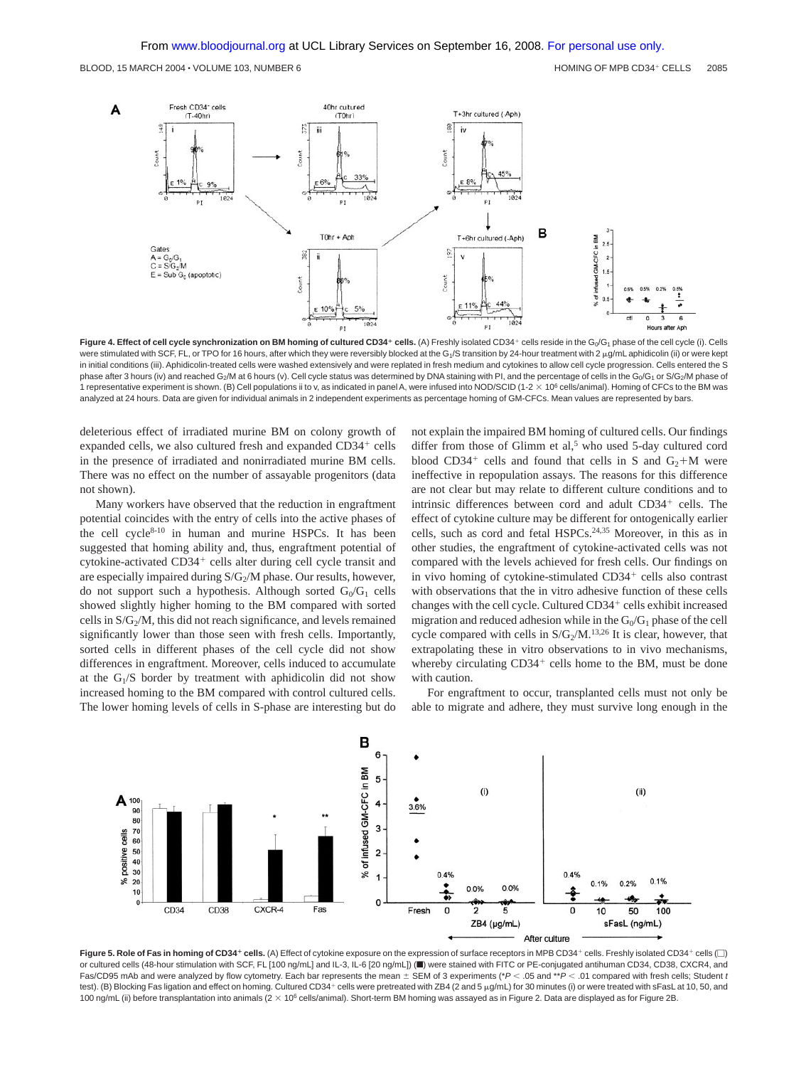**Figure 4. Effect of cell cycle synchronization on BM homing of cultured CD34⁺ cells.** (A) Freshly isolated CD34⁺ cells reside in the $G_0/G_1$ phase of the cell cycle (i). Cells were stimulated with SCF, FL, or TPO for 16 hours, after which they were reversibly blocked at the $G_1$/S transition by 24-hour treatment with 2 μg/mL aphidicolin (ii) or were kept in initial conditions (iii). Aphidicolin-treated cells were washed extensively and were replated in fresh medium and cytokines to allow cell cycle progression. Cells entered the S phase after 3 hours (iv) and reached $G_2$/M at 6 hours (v). Cell cycle status was determined by DNA staining with PI, and the percentage of cells in the $G_0/G_1$ or $S/G_2/M$ phase of 1 representative experiment is shown. (B) Cell populations ii to v, as indicated in panel A, were infused into NOD/SCID (1-2 × $10^6$ cells/animal). Homing of CFCs to the BM was analyzed at 24 hours. Data are given for individual animals in 2 independent experiments as percentage homing of GM-CFCs. Mean values are represented by bars.

deleterious effect of irradiated murine BM on colony growth of expanded cells, we also cultured fresh and expanded CD34⁺ cells in the presence of irradiated and nonirradiated murine BM cells. There was no effect on the number of assayable progenitors (data not shown).

Many workers have observed that the reduction in engraftment potential coincides with the entry of cells into the active phases of the cell cycle[8-10] in human and murine HSPCs. It has been suggested that homing ability and, thus, engraftment potential of cytokine-activated CD34⁺ cells alter during cell cycle transit and are especially impaired during $S/G_2/M$ phase. Our results, however, do not support such a hypothesis. Although sorted $G_0/G_1$ cells showed slightly higher homing to the BM compared with sorted cells in $S/G_2/M$, this did not reach significance, and levels remained significantly lower than those seen with fresh cells. Importantly, sorted cells in different phases of the cell cycle did not show differences in engraftment. Moreover, cells induced to accumulate at the $G_1$/S border by treatment with aphidicolin did not show increased homing to the BM compared with control cultured cells. The lower homing levels of cells in S-phase are interesting but do not explain the impaired BM homing of cultured cells. Our findings differ from those of Glimm et al,[5] who used 5-day cultured cord blood CD34⁺ cells and found that cells in S and $G_2$+M were ineffective in repopulation assays. The reasons for this difference are not clear but may relate to different culture conditions and to intrinsic differences between cord and adult CD34⁺ cells. The effect of cytokine culture may be different for ontogenically earlier cells, such as cord and fetal HSPCs.[24,35] Moreover, in this as in other studies, the engraftment of cytokine-activated cells was not compared with the levels achieved for fresh cells. Our findings on in vivo homing of cytokine-stimulated CD34⁺ cells also contrast with observations that the in vitro adhesive function of these cells changes with the cell cycle. Cultured CD34⁺ cells exhibit increased migration and reduced adhesion while in the $G_0/G_1$ phase of the cell cycle compared with cells in $S/G_2/M$.[13,26] It is clear, however, that extrapolating these in vitro observations to in vivo mechanisms, whereby circulating CD34⁺ cells home to the BM, must be done with caution.

For engraftment to occur, transplanted cells must not only be able to migrate and adhere, they must survive long enough in the

**Figure 5. Role of Fas in homing of CD34⁺ cells.** (A) Effect of cytokine exposure on the expression of surface receptors in MPB CD34⁺ cells. Freshly isolated CD34⁺ cells (□) or cultured cells (48-hour stimulation with SCF, FL [100 ng/mL] and IL-3, IL-6 [20 ng/mL]) (■) were stained with FITC or PE-conjugated antihuman CD34, CD38, CXCR4, and Fas/CD95 mAb and were analyzed by flow cytometry. Each bar represents the mean ± SEM of 3 experiments (*$P < .05$ and **$P < .01$ compared with fresh cells; Student *t* test). (B) Blocking Fas ligation and effect on homing. Cultured CD34⁺ cells were pretreated with ZB4 (2 and 5 μg/mL) for 30 minutes (i) or were treated with sFasL at 10, 50, and 100 ng/mL (ii) before transplantation into animals (2 × $10^6$ cells/animal). Short-term BM homing was assayed as in Figure 2. Data are displayed as for Figure 2B.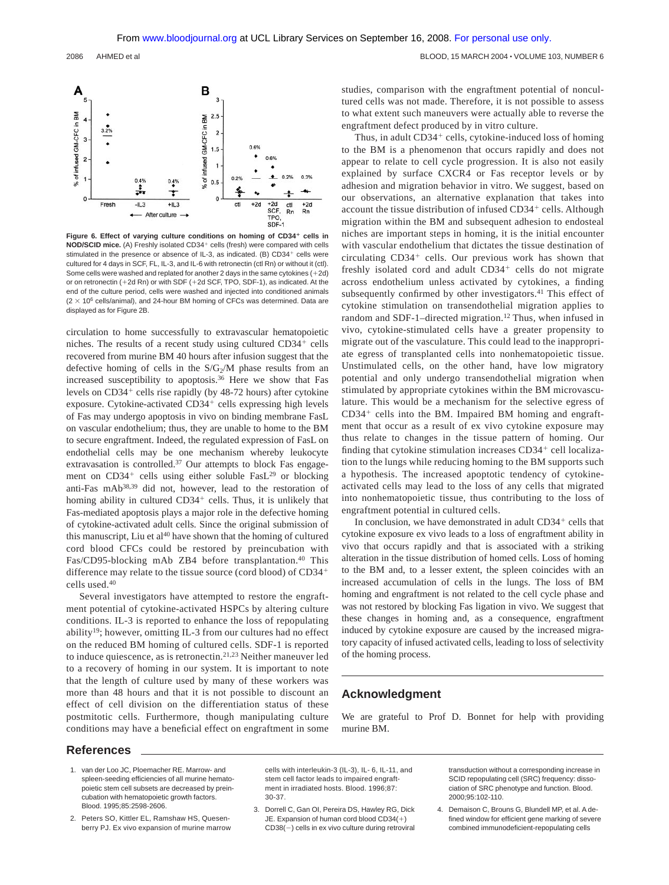Figure 6. Effect of varying culture conditions on homing of CD34+ cells in NOD/SCID mice. (A) Freshly isolated CD34+ cells (fresh) were compared with cells stimulated in the presence or absence of IL-3, as indicated. (B) CD34+ cells were cultured for 4 days in SCF, FL, IL-3, and IL-6 with retronectin (ctl Rn) or without it (ctl). Some cells were washed and replated for another 2 days in the same cytokines (+2d) or on retronectin (+2d Rn) or with SDF (+2d SCF, TPO, SDF-1), as indicated. At the end of the culture period, cells were washed and injected into conditioned animals ($2 \times 10^6$ cells/animal), and 24-hour BM homing of CFCs was determined. Data are displayed as for Figure 2B.

circulation to home successfully to extravascular hematopoietic niches. The results of a recent study using cultured CD34+ cells recovered from murine BM 40 hours after infusion suggest that the defective homing of cells in the $S/G_2/M$ phase results from an increased susceptibility to apoptosis.[36] Here we show that Fas levels on CD34+ cells rise rapidly (by 48-72 hours) after cytokine exposure. Cytokine-activated CD34+ cells expressing high levels of Fas may undergo apoptosis in vivo on binding membrane FasL on vascular endothelium; thus, they are unable to home to the BM to secure engraftment. Indeed, the regulated expression of FasL on endothelial cells may be one mechanism whereby leukocyte extravasation is controlled.[37] Our attempts to block Fas engagement on CD34+ cells using either soluble FasL[29] or blocking anti-Fas mAb[38,39] did not, however, lead to the restoration of homing ability in cultured CD34+ cells. Thus, it is unlikely that Fas-mediated apoptosis plays a major role in the defective homing of cytokine-activated adult cells. Since the original submission of this manuscript, Liu et al[40] have shown that the homing of cultured cord blood CFCs could be restored by preincubation with Fas/CD95-blocking mAb ZB4 before transplantation.[40] This difference may relate to the tissue source (cord blood) of CD34+ cells used.[40]

Several investigators have attempted to restore the engraftment potential of cytokine-activated HSPCs by altering culture conditions. IL-3 is reported to enhance the loss of repopulating ability[19]; however, omitting IL-3 from our cultures had no effect on the reduced BM homing of cultured cells. SDF-1 is reported to induce quiescence, as is retronectin.[21,23] Neither maneuver led to a recovery of homing in our system. It is important to note that the length of culture used by many of these workers was more than 48 hours and that it is not possible to discount an effect of cell division on the differentiation status of these postmitotic cells. Furthermore, though manipulating culture conditions may have a beneficial effect on engraftment in some studies, comparison with the engraftment potential of noncultured cells was not made. Therefore, it is not possible to assess to what extent such maneuvers were actually able to reverse the engraftment defect produced by in vitro culture.

Thus, in adult CD34+ cells, cytokine-induced loss of homing to the BM is a phenomenon that occurs rapidly and does not appear to relate to cell cycle progression. It is also not easily explained by surface CXCR4 or Fas receptor levels or by adhesion and migration behavior in vitro. We suggest, based on our observations, an alternative explanation that takes into account the tissue distribution of infused CD34+ cells. Although migration within the BM and subsequent adhesion to endosteal niches are important steps in homing, it is the initial encounter with vascular endothelium that dictates the tissue destination of circulating CD34+ cells. Our previous work has shown that freshly isolated cord and adult CD34+ cells do not migrate across endothelium unless activated by cytokines, a finding subsequently confirmed by other investigators.[41] This effect of cytokine stimulation on transendothelial migration applies to random and SDF-1–directed migration.[12] Thus, when infused in vivo, cytokine-stimulated cells have a greater propensity to migrate out of the vasculature. This could lead to the inappropriate egress of transplanted cells into nonhematopoietic tissue. Unstimulated cells, on the other hand, have low migratory potential and only undergo transendothelial migration when stimulated by appropriate cytokines within the BM microvasculature. This would be a mechanism for the selective egress of CD34+ cells into the BM. Impaired BM homing and engraftment that occur as a result of ex vivo cytokine exposure may thus relate to changes in the tissue pattern of homing. Our finding that cytokine stimulation increases CD34+ cell localization to the lungs while reducing homing to the BM supports such a hypothesis. The increased apoptotic tendency of cytokine-activated cells may lead to the loss of any cells that migrated into nonhematopoietic tissue, thus contributing to the loss of engraftment potential in cultured cells.

In conclusion, we have demonstrated in adult CD34+ cells that cytokine exposure ex vivo leads to a loss of engraftment ability in vivo that occurs rapidly and that is associated with a striking alteration in the tissue distribution of homed cells. Loss of homing to the BM and, to a lesser extent, the spleen coincides with an increased accumulation of cells in the lungs. The loss of BM homing and engraftment is not related to the cell cycle phase and was not restored by blocking Fas ligation in vivo. We suggest that these changes in homing and, as a consequence, engraftment induced by cytokine exposure are caused by the increased migratory capacity of infused activated cells, leading to loss of selectivity of the homing process.

## Acknowledgment

We are grateful to Prof D. Bonnet for help with providing murine BM.

## References

1. van der Loo JC, Ploemacher RE. Marrow- and spleen-seeding efficiencies of all murine hematopoietic stem cell subsets are decreased by preincubation with hematopoietic growth factors. Blood. 1995;85:2598-2606.
2. Peters SO, Kittler EL, Ramshaw HS, Quesenberry PJ. Ex vivo expansion of murine marrow cells with interleukin-3 (IL-3), IL- 6, IL-11, and stem cell factor leads to impaired engraftment in irradiated hosts. Blood. 1996;87: 30-37.
3. Dorrell C, Gan OI, Pereira DS, Hawley RG, Dick JE. Expansion of human cord blood CD34(+) CD38(−) cells in ex vivo culture during retroviral transduction without a corresponding increase in SCID repopulating cell (SRC) frequency: dissociation of SRC phenotype and function. Blood. 2000;95:102-110.
4. Demaison C, Brouns G, Blundell MP, et al. A defined window for efficient gene marking of severe combined immunodeficient-repopulating cells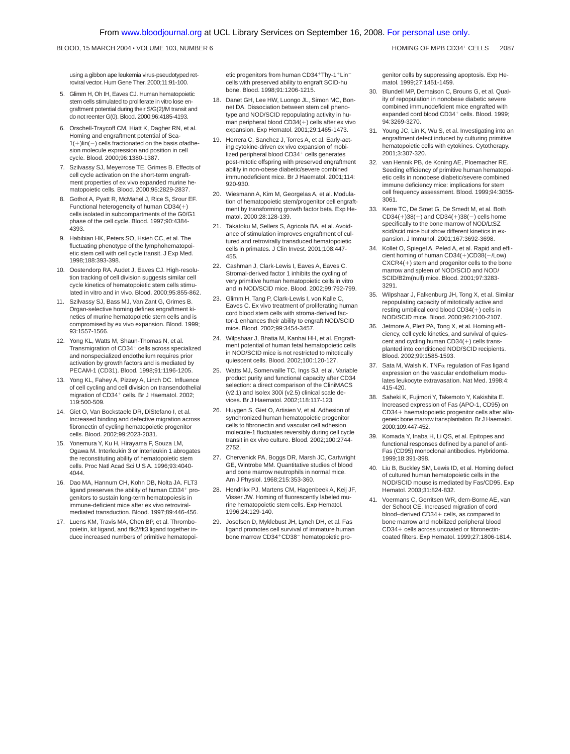using a gibbon ape leukemia virus-pseudotyped retroviral vector. Hum Gene Ther. 2000;11:91-100.

5. Glimm H, Oh IH, Eaves CJ. Human hematopoietic stem cells stimulated to proliferate in vitro lose engraftment potential during their S/G(2)/M transit and do not reenter G(0). Blood. 2000;96:4185-4193.
6. Orschell-Traycoff CM, Hiatt K, Dagher RN, et al. Homing and engraftment potential of Sca-1(+)lin(−) cells fractionated on the basis ofadhesion molecule expression and position in cell cycle. Blood. 2000;96:1380-1387.
7. Szilvassy SJ, Meyerrose TE, Grimes B. Effects of cell cycle activation on the short-term engraftment properties of ex vivo expanded murine hematopoietic cells. Blood. 2000;95:2829-2837.
8. Gothot A, Pyatt R, McMahel J, Rice S, Srour EF. Functional heterogeneity of human CD34(+) cells isolated in subcompartments of the G0/G1 phase of the cell cycle. Blood. 1997;90:4384-4393.
9. Habibian HK, Peters SO, Hsieh CC, et al. The fluctuating phenotype of the lymphohematopoietic stem cell with cell cycle transit. J Exp Med. 1998;188:393-398.
10. Oostendorp RA, Audet J, Eaves CJ. High-resolution tracking of cell division suggests similar cell cycle kinetics of hematopoietic stem cells stimulated in vitro and in vivo. Blood. 2000;95:855-862.
11. Szilvassy SJ, Bass MJ, Van Zant G, Grimes B. Organ-selective homing defines engraftment kinetics of murine hematopoietic stem cells and is compromised by ex vivo expansion. Blood. 1999; 93:1557-1566.
12. Yong KL, Watts M, Shaun-Thomas N, et al. Transmigration of CD34+ cells across specialized and nonspecialized endothelium requires prior activation by growth factors and is mediated by PECAM-1 (CD31). Blood. 1998;91:1196-1205.
13. Yong KL, Fahey A, Pizzey A, Linch DC. Influence of cell cycling and cell division on transendothelial migration of CD34+ cells. Br J Haematol. 2002; 119:500-509.
14. Giet O, Van Bockstaele DR, DiStefano I, et al. Increased binding and defective migration across fibronectin of cycling hematopoietic progenitor cells. Blood. 2002;99:2023-2031.
15. Yonemura Y, Ku H, Hirayama F, Souza LM, Ogawa M. Interleukin 3 or interleukin 1 abrogates the reconstituting ability of hematopoietic stem cells. Proc Natl Acad Sci U S A. 1996;93:4040-4044.
16. Dao MA, Hannum CH, Kohn DB, Nolta JA. FLT3 ligand preserves the ability of human CD34+ progenitors to sustain long-term hematopoiesis in immune-deficient mice after ex vivo retroviral-mediated transduction. Blood. 1997;89:446-456.
17. Luens KM, Travis MA, Chen BP, et al. Thrombopoietin, kit ligand, and flk2/flt3 ligand together induce increased numbers of primitive hematopoietic progenitors from human CD34+Thy-1+Lin− cells with preserved ability to engraft SCID-hu bone. Blood. 1998;91:1206-1215.
18. Danet GH, Lee HW, Luongo JL, Simon MC, Bonnet DA. Dissociation between stem cell phenotype and NOD/SCID repopulating activity in human peripheral blood CD34(+) cells after ex vivo expansion. Exp Hematol. 2001;29:1465-1473.
19. Herrera C, Sanchez J, Torres A, et al. Early-acting cytokine-driven ex vivo expansion of mobilized peripheral blood CD34+ cells generates post-mitotic offspring with preserved engraftment ability in non-obese diabetic/severe combined immunodeficient mice. Br J Haematol. 2001;114: 920-930.
20. Wiesmann A, Kim M, Georgelas A, et al. Modulation of hematopoietic stem/progenitor cell engraftment by transforming growth factor beta. Exp Hematol. 2000;28:128-139.
21. Takatoku M, Sellers S, Agricola BA, et al. Avoidance of stimulation improves engraftment of cultured and retrovirally transduced hematopoietic cells in primates. J Clin Invest. 2001;108:447-455.
22. Cashman J, Clark-Lewis I, Eaves A, Eaves C. Stromal-derived factor 1 inhibits the cycling of very primitive human hematopoietic cells in vitro and in NOD/SCID mice. Blood. 2002;99:792-799.
23. Glimm H, Tang P, Clark-Lewis I, von Kalle C, Eaves C. Ex vivo treatment of proliferating human cord blood stem cells with stroma-derived factor-1 enhances their ability to engraft NOD/SCID mice. Blood. 2002;99:3454-3457.
24. Wilpshaar J, Bhatia M, Kanhai HH, et al. Engraftment potential of human fetal hematopoietic cells in NOD/SCID mice is not restricted to mitotically quiescent cells. Blood. 2002;100:120-127.
25. Watts MJ, Somervaille TC, Ings SJ, et al. Variable product purity and functional capacity after CD34 selection: a direct comparison of the CliniMACS (v2.1) and Isolex 300i (v2.5) clinical scale devices. Br J Haematol. 2002;118:117-123.
26. Huygen S, Giet O, Artisien V, et al. Adhesion of synchronized human hematopoietic progenitor cells to fibronectin and vascular cell adhesion molecule-1 fluctuates reversibly during cell cycle transit in ex vivo culture. Blood. 2002;100:2744-2752.
27. Chervenick PA, Boggs DR, Marsh JC, Cartwright GE, Wintrobe MM. Quantitative studies of blood and bone marrow neutrophils in normal mice. Am J Physiol. 1968;215:353-360.
28. Hendrikx PJ, Martens CM, Hagenbeek A, Keij JF, Visser JW. Homing of fluorescently labeled murine hematopoietic stem cells. Exp Hematol. 1996;24:129-140.
29. Josefsen D, Myklebust JH, Lynch DH, et al. Fas ligand promotes cell survival of immature human bone marrow CD34+CD38− hematopoietic progenitor cells by suppressing apoptosis. Exp Hematol. 1999;27:1451-1459.
30. Blundell MP, Demaison C, Brouns G, et al. Quality of repopulation in nonobese diabetic severe combined immunodeficient mice engrafted with expanded cord blood CD34+ cells. Blood. 1999; 94:3269-3270.
31. Young JC, Lin K, Wu S, et al. Investigating into an engraftment defect induced by culturing primitive hematopoietic cells with cytokines. Cytotherapy. 2001;3:307-320.
32. van Hennik PB, de Koning AE, Ploemacher RE. Seeding efficiency of primitive human hematopoietic cells in nonobese diabetic/severe combined immune deficiency mice: implications for stem cell frequency assessment. Blood. 1999;94:3055-3061.
33. Kerre TC, De Smet G, De Smedt M, et al. Both CD34(+)38(+) and CD34(+)38(−) cells home specifically to the bone marrow of NOD/LtSZ scid/scid mice but show different kinetics in expansion. J Immunol. 2001;167:3692-3698.
34. Kollet O, Spiegel A, Peled A, et al. Rapid and efficient homing of human CD34(+)CD38(−/Low) CXCR4(+) stem and progenitor cells to the bone marrow and spleen of NOD/SCID and NOD/SCID/B2m(null) mice. Blood. 2001;97:3283-3291.
35. Wilpshaar J, Falkenburg JH, Tong X, et al. Similar repopulating capacity of mitotically active and resting umbilical cord blood CD34(+) cells in NOD/SCID mice. Blood. 2000;96:2100-2107.
36. Jetmore A, Plett PA, Tong X, et al. Homing efficiency, cell cycle kinetics, and survival of quiescent and cycling human CD34(+) cells transplanted into conditioned NOD/SCID recipients. Blood. 2002;99:1585-1593.
37. Sata M, Walsh K. TNFα regulation of Fas ligand expression on the vascular endothelium modulates leukocyte extravasation. Nat Med. 1998;4: 415-420.
38. Saheki K, Fujimori Y, Takemoto Y, Kakishita E. Increased expression of Fas (APO-1, CD95) on CD34+ haematopoietic progenitor cells after allogeneic bone marrow transplantation. Br J Haematol. 2000;109:447-452.
39. Komada Y, Inaba H, Li QS, et al. Epitopes and functional responses defined by a panel of anti-Fas (CD95) monoclonal antibodies. Hybridoma. 1999;18:391-398.
40. Liu B, Buckley SM, Lewis ID, et al. Homing defect of cultured human hematopoietic cells in the NOD/SCID mouse is mediated by Fas/CD95. Exp Hematol. 2003;31:824-832.
41. Voermans C, Gerritsen WR, dem-Borne AE, van der Schoot CE. Increased migration of cord blood–derived CD34+ cells, as compared to bone marrow and mobilized peripheral blood CD34+ cells across uncoated or fibronectin-coated filters. Exp Hematol. 1999;27:1806-1814.